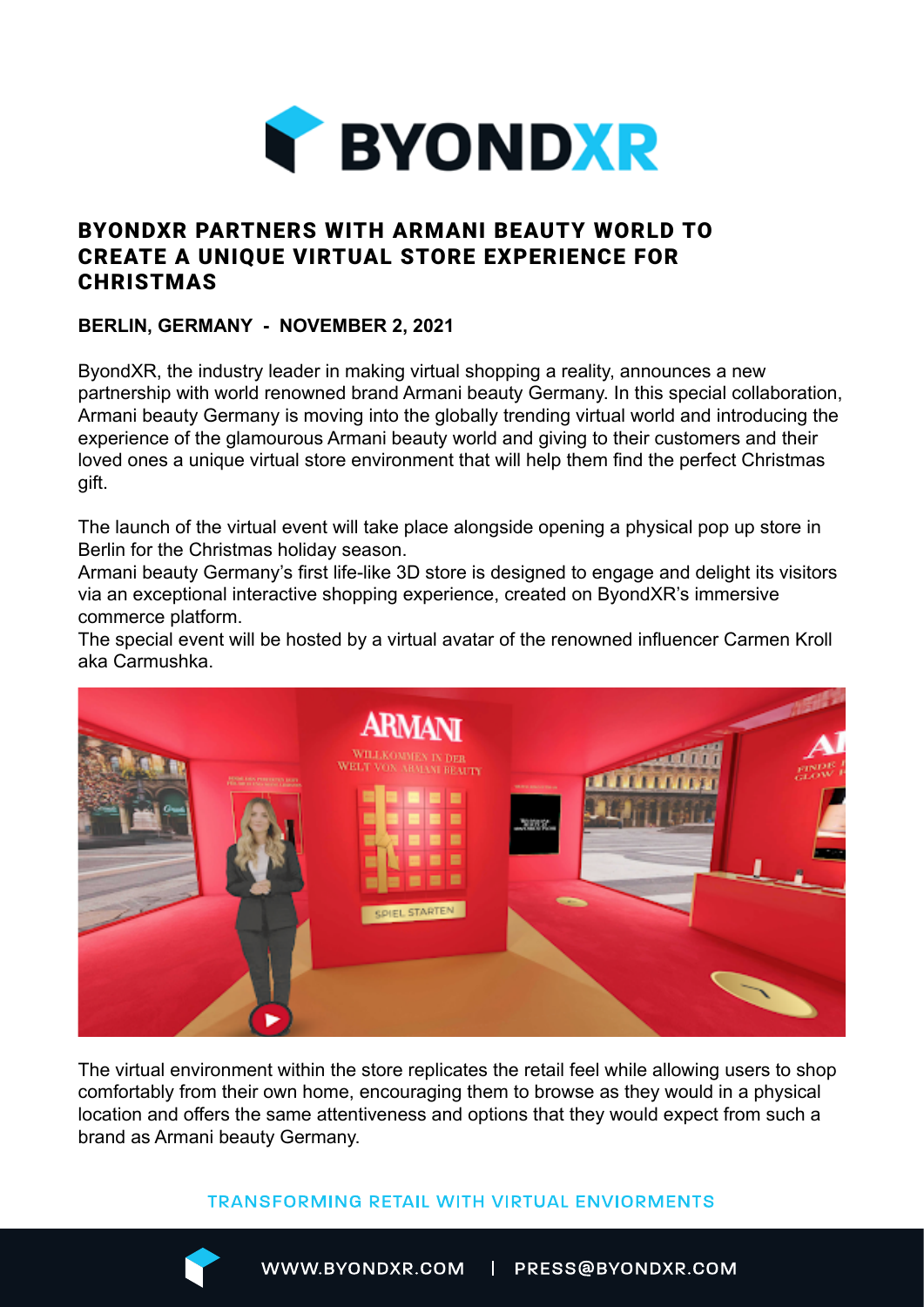# BYONDXR PARTNERS WITH ARMANI BEAUTY WORLD TO CREATE A UNIQUE VIRTUAL STORE EXPERIENCE FOR CHRISTMAS

**BERLIN, GERMANY - NOVEMBER 2, 2021**

ByondXR, the industry leader in making virtual shopping a reality, announces a new partnership with world renowned brand Armani beauty Germany. In this special collaboration, Armani beauty Germany is moving into the globally trending virtual world and introducing the experience of the glamourous Armani beauty world and giving to their customers and their loved ones a unique virtual store environment that will help them find the perfect Christmas gift.

The launch of the virtual event will take place alongside opening a physical pop up store in Berlin for the Christmas holiday season.
Armani beauty Germany's first life-like 3D store is designed to engage and delight its visitors via an exceptional interactive shopping experience, created on ByondXR's immersive commerce platform.
The special event will be hosted by a virtual avatar of the renowned influencer Carmen Kroll aka Carmushka.

The virtual environment within the store replicates the retail feel while allowing users to shop comfortably from their own home, encouraging them to browse as they would in a physical location and offers the same attentiveness and options that they would expect from such a brand as Armani beauty Germany.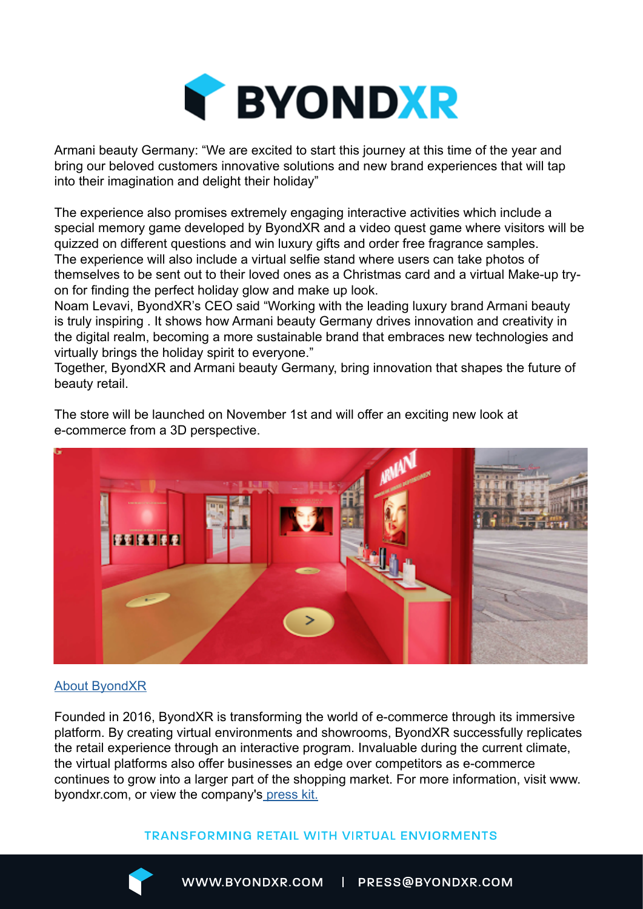Armani beauty Germany: “We are excited to start this journey at this time of the year and bring our beloved customers innovative solutions and new brand experiences that will tap into their imagination and delight their holiday”

The experience also promises extremely engaging interactive activities which include a special memory game developed by ByondXR and a video quest game where visitors will be quizzed on different questions and win luxury gifts and order free fragrance samples. The experience will also include a virtual selfie stand where users can take photos of themselves to be sent out to their loved ones as a Christmas card and a virtual Make-up try-on for finding the perfect holiday glow and make up look.
Noam Levavi, ByondXR’s CEO said “Working with the leading luxury brand Armani beauty is truly inspiring . It shows how Armani beauty Germany drives innovation and creativity in the digital realm, becoming a more sustainable brand that embraces new technologies and virtually brings the holiday spirit to everyone.”
Together, ByondXR and Armani beauty Germany, bring innovation that shapes the future of beauty retail.

The store will be launched on November 1st and will offer an exciting new look at e-commerce from a 3D perspective.

About ByondXR

Founded in 2016, ByondXR is transforming the world of e-commerce through its immersive platform. By creating virtual environments and showrooms, ByondXR successfully replicates the retail experience through an interactive program. Invaluable during the current climate, the virtual platforms also offer businesses an edge over competitors as e-commerce continues to grow into a larger part of the shopping market. For more information, visit www. byondxr.com, or view the company's press kit.

TRANSFORMING RETAIL WITH VIRTUAL ENVIORMENTS

WWW.BYONDXR.COM | PRESS@BYONDXR.COM